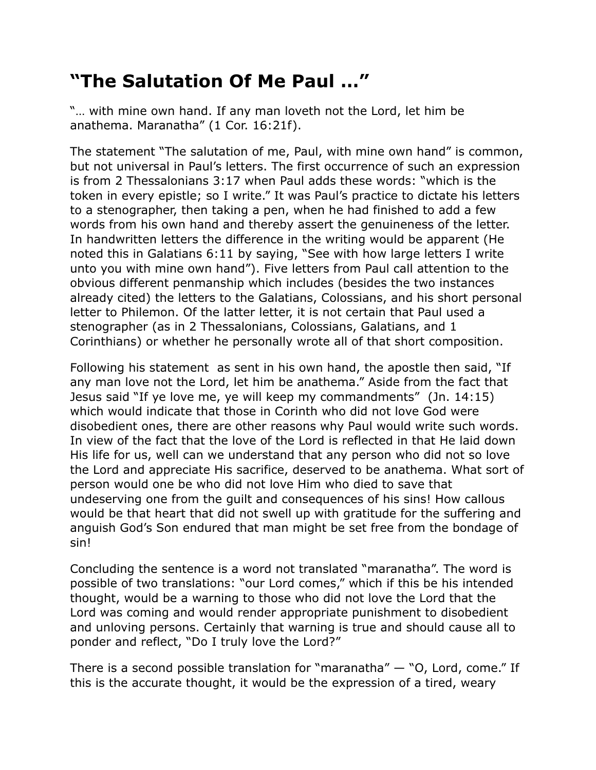# “The Salutation Of Me Paul …”

“… with mine own hand. If any man loveth not the Lord, let him be anathema. Maranatha” (1 Cor. 16:21f).

The statement “The salutation of me, Paul, with mine own hand” is common, but not universal in Paul’s letters. The first occurrence of such an expression is from 2 Thessalonians 3:17 when Paul adds these words: “which is the token in every epistle; so I write.” It was Paul’s practice to dictate his letters to a stenographer, then taking a pen, when he had finished to add a few words from his own hand and thereby assert the genuineness of the letter. In handwritten letters the difference in the writing would be apparent (He noted this in Galatians 6:11 by saying, “See with how large letters I write unto you with mine own hand”). Five letters from Paul call attention to the obvious different penmanship which includes (besides the two instances already cited) the letters to the Galatians, Colossians, and his short personal letter to Philemon. Of the latter letter, it is not certain that Paul used a stenographer (as in 2 Thessalonians, Colossians, Galatians, and 1 Corinthians) or whether he personally wrote all of that short composition.

Following his statement  as sent in his own hand, the apostle then said, “If any man love not the Lord, let him be anathema.” Aside from the fact that Jesus said “If ye love me, ye will keep my commandments”  (Jn. 14:15) which would indicate that those in Corinth who did not love God were disobedient ones, there are other reasons why Paul would write such words. In view of the fact that the love of the Lord is reflected in that He laid down His life for us, well can we understand that any person who did not so love the Lord and appreciate His sacrifice, deserved to be anathema. What sort of person would one be who did not love Him who died to save that undeserving one from the guilt and consequences of his sins! How callous would be that heart that did not swell up with gratitude for the suffering and anguish God’s Son endured that man might be set free from the bondage of sin!

Concluding the sentence is a word not translated “maranatha”. The word is possible of two translations: “our Lord comes,” which if this be his intended thought, would be a warning to those who did not love the Lord that the Lord was coming and would render appropriate punishment to disobedient and unloving persons. Certainly that warning is true and should cause all to ponder and reflect, “Do I truly love the Lord?”

There is a second possible translation for “maranatha” — “O, Lord, come.” If this is the accurate thought, it would be the expression of a tired, weary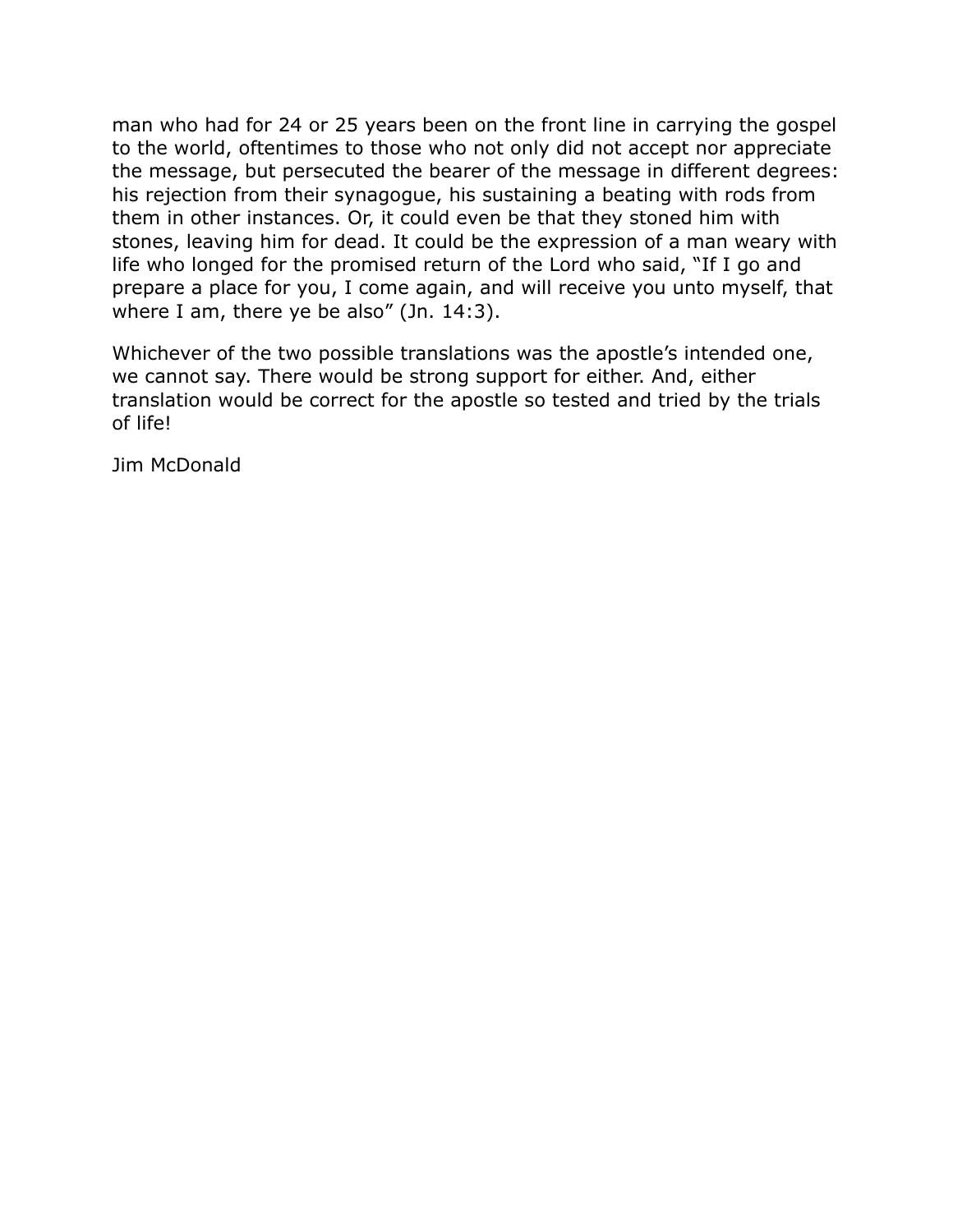man who had for 24 or 25 years been on the front line in carrying the gospel to the world, oftentimes to those who not only did not accept nor appreciate the message, but persecuted the bearer of the message in different degrees: his rejection from their synagogue, his sustaining a beating with rods from them in other instances. Or, it could even be that they stoned him with stones, leaving him for dead. It could be the expression of a man weary with life who longed for the promised return of the Lord who said, "If I go and prepare a place for you, I come again, and will receive you unto myself, that where I am, there ye be also" (Jn. 14:3).

Whichever of the two possible translations was the apostle's intended one, we cannot say. There would be strong support for either. And, either translation would be correct for the apostle so tested and tried by the trials of life!

Jim McDonald